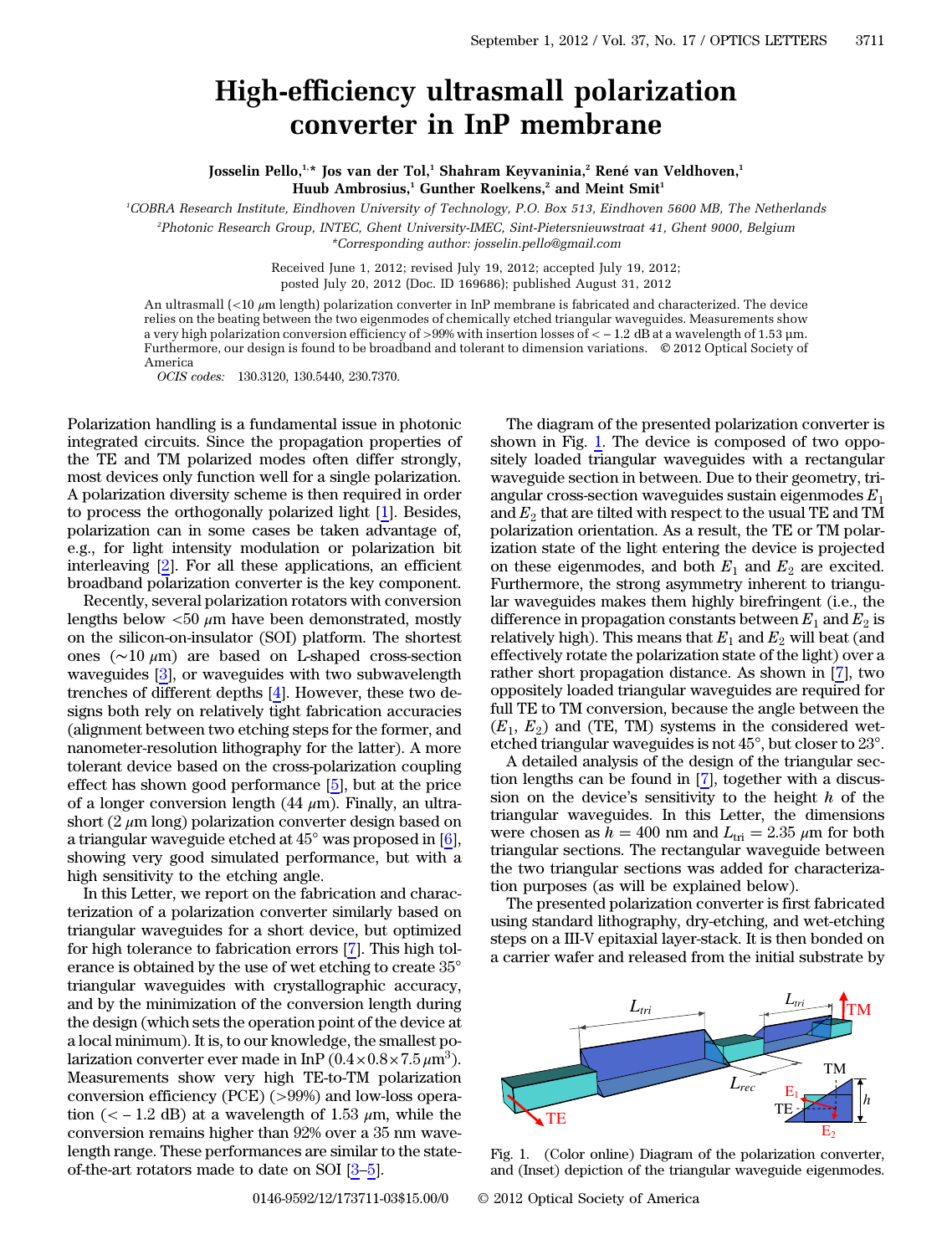# High-efficiency ultrasmall polarization converter in InP membrane

**Josselin Pello,[1,*] Jos van der Tol,[1] Shahram Keyvaninia,[2] René van Veldhoven,[1] Huub Ambrosius,[1] Gunther Roelkens,[2] and Meint Smit[1]**

[1]COBRA Research Institute, Eindhoven University of Technology, P.O. Box 513, Eindhoven 5600 MB, The Netherlands

[2]Photonic Research Group, INTEC, Ghent University-IMEC, Sint-Pietersnieuwstraat 41, Ghent 9000, Belgium

*Corresponding author: josselin.pello@gmail.com

Received June 1, 2012; revised July 19, 2012; accepted July 19, 2012; posted July 20, 2012 (Doc. ID 169686); published August 31, 2012

An ultrasmall (<10 $\mu$m length) polarization converter in InP membrane is fabricated and characterized. The device relies on the beating between the two eigenmodes of chemically etched triangular waveguides. Measurements show a very high polarization conversion efficiency of >99% with insertion losses of < − 1.2 dB at a wavelength of 1.53 µm. Furthermore, our design is found to be broadband and tolerant to dimension variations. © 2012 Optical Society of America

*OCIS codes:* 130.3120, 130.5440, 230.7370.

Polarization handling is a fundamental issue in photonic integrated circuits. Since the propagation properties of the TE and TM polarized modes often differ strongly, most devices only function well for a single polarization. A polarization diversity scheme is then required in order to process the orthogonally polarized light [1]. Besides, polarization can in some cases be taken advantage of, e.g., for light intensity modulation or polarization bit interleaving [2]. For all these applications, an efficient broadband polarization converter is the key component.

Recently, several polarization rotators with conversion lengths below <50 $\mu$m have been demonstrated, mostly on the silicon-on-insulator (SOI) platform. The shortest ones (~10 $\mu$m) are based on L-shaped cross-section waveguides [3], or waveguides with two subwavelength trenches of different depths [4]. However, these two designs both rely on relatively tight fabrication accuracies (alignment between two etching steps for the former, and nanometer-resolution lithography for the latter). A more tolerant device based on the cross-polarization coupling effect has shown good performance [5], but at the price of a longer conversion length (44 $\mu$m). Finally, an ultrashort (2 $\mu$m long) polarization converter design based on a triangular waveguide etched at 45° was proposed in [6], showing very good simulated performance, but with a high sensitivity to the etching angle.

In this Letter, we report on the fabrication and characterization of a polarization converter similarly based on triangular waveguides for a short device, but optimized for high tolerance to fabrication errors [7]. This high tolerance is obtained by the use of wet etching to create 35° triangular waveguides with crystallographic accuracy, and by the minimization of the conversion length during the design (which sets the operation point of the device at a local minimum). It is, to our knowledge, the smallest polarization converter ever made in InP ($0.4\times0.8\times7.5\,\mu\text{m}^3$). Measurements show very high TE-to-TM polarization conversion efficiency (PCE) (>99%) and low-loss operation (< − 1.2 dB) at a wavelength of 1.53 $\mu$m, while the conversion remains higher than 92% over a 35 nm wavelength range. These performances are similar to the state-of-the-art rotators made to date on SOI [3–5].

The diagram of the presented polarization converter is shown in Fig. 1. The device is composed of two oppositely loaded triangular waveguides with a rectangular waveguide section in between. Due to their geometry, triangular cross-section waveguides sustain eigenmodes $E_1$ and $E_2$ that are tilted with respect to the usual TE and TM polarization orientation. As a result, the TE or TM polarization state of the light entering the device is projected on these eigenmodes, and both $E_1$ and $E_2$ are excited. Furthermore, the strong asymmetry inherent to triangular waveguides makes them highly birefringent (i.e., the difference in propagation constants between $E_1$ and $E_2$ is relatively high). This means that $E_1$ and $E_2$ will beat (and effectively rotate the polarization state of the light) over a rather short propagation distance. As shown in [7], two oppositely loaded triangular waveguides are required for full TE to TM conversion, because the angle between the ($E_1$, $E_2$) and (TE, TM) systems in the considered wet-etched triangular waveguides is not 45°, but closer to 23°.

A detailed analysis of the design of the triangular section lengths can be found in [7], together with a discussion on the device's sensitivity to the height $h$ of the triangular waveguides. In this Letter, the dimensions were chosen as $h = 400$ nm and $L_{\text{tri}} = 2.35\ \mu$m for both triangular sections. The rectangular waveguide between the two triangular sections was added for characterization purposes (as will be explained below).

The presented polarization converter is first fabricated using standard lithography, dry-etching, and wet-etching steps on a III-V epitaxial layer-stack. It is then bonded on a carrier wafer and released from the initial substrate by

$L_{tri}$ $L_{tri}$ TM $L_{rec}$ TE TM $E_1$ TE $h$ $E_2$

Fig. 1. (Color online) Diagram of the polarization converter, and (Inset) depiction of the triangular waveguide eigenmodes.

0146-9592/12/173711-03$15.00/0 © 2012 Optical Society of America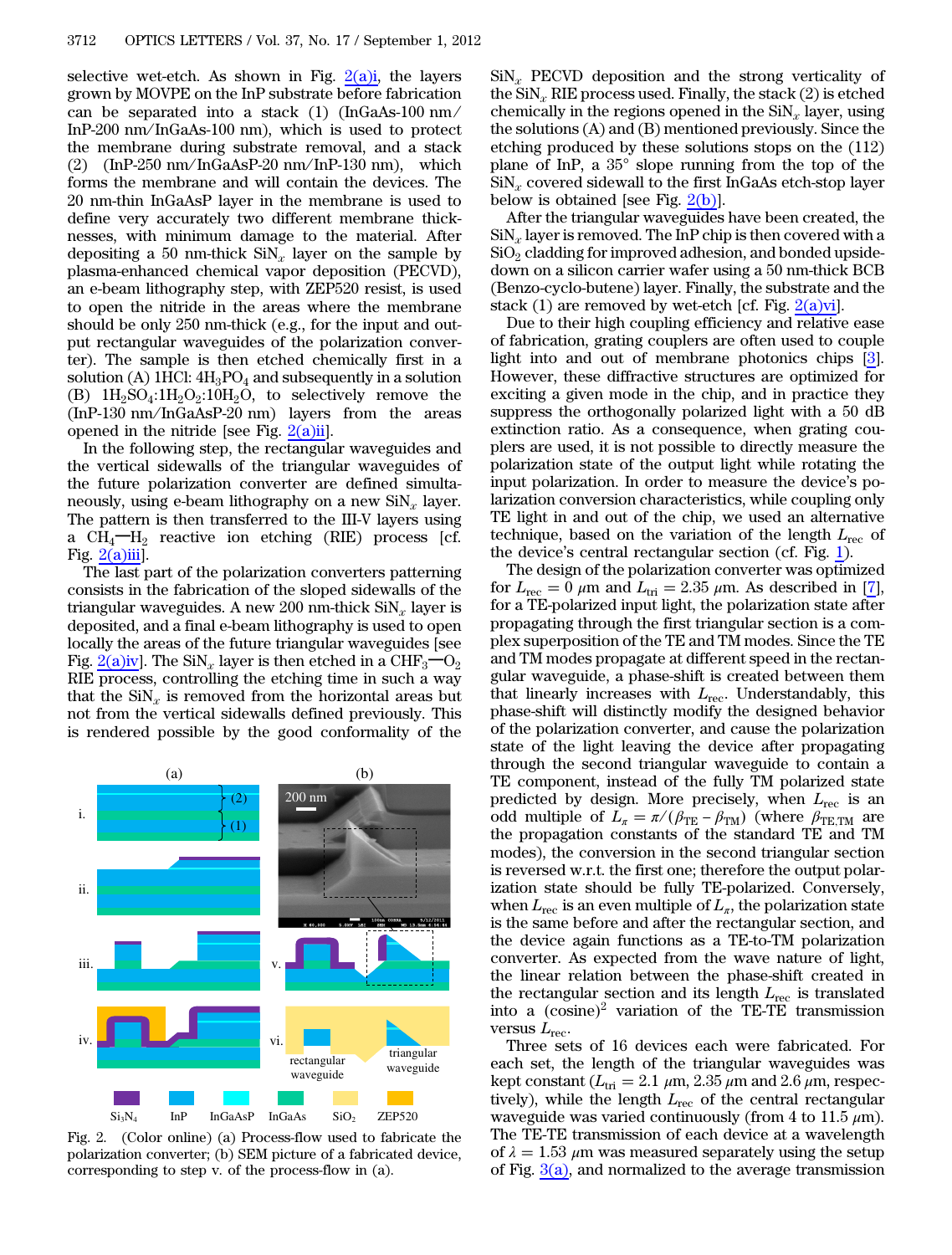selective wet-etch. As shown in Fig. 2(a)i, the layers grown by MOVPE on the InP substrate before fabrication can be separated into a stack (1) (InGaAs-100 nm/InP-200 nm/InGaAs-100 nm), which is used to protect the membrane during substrate removal, and a stack (2) (InP-250 nm/InGaAsP-20 nm/InP-130 nm), which forms the membrane and will contain the devices. The 20 nm-thin InGaAsP layer in the membrane is used to define very accurately two different membrane thicknesses, with minimum damage to the material. After depositing a 50 nm-thick $SiN_x$ layer on the sample by plasma-enhanced chemical vapor deposition (PECVD), an e-beam lithography step, with ZEP520 resist, is used to open the nitride in the areas where the membrane should be only 250 nm-thick (e.g., for the input and output rectangular waveguides of the polarization converter). The sample is then etched chemically first in a solution (A) 1HCl: $4H_3PO_4$ and subsequently in a solution (B) $1H_2SO_4{:}1H_2O_2{:}10H_2O$, to selectively remove the (InP-130 nm/InGaAsP-20 nm) layers from the areas opened in the nitride [see Fig. 2(a)ii].

In the following step, the rectangular waveguides and the vertical sidewalls of the triangular waveguides of the future polarization converter are defined simultaneously, using e-beam lithography on a new $SiN_x$ layer. The pattern is then transferred to the III-V layers using a $CH_4$—$H_2$ reactive ion etching (RIE) process [cf. Fig. 2(a)iii].

The last part of the polarization converters patterning consists in the fabrication of the sloped sidewalls of the triangular waveguides. A new 200 nm-thick $SiN_x$ layer is deposited, and a final e-beam lithography is used to open locally the areas of the future triangular waveguides [see Fig. 2(a)iv]. The $SiN_x$ layer is then etched in a $CHF_3$—$O_2$ RIE process, controlling the etching time in such a way that the $SiN_x$ is removed from the horizontal areas but not from the vertical sidewalls defined previously. This is rendered possible by the good conformality of the $SiN_x$ PECVD deposition and the strong verticality of the $SiN_x$ RIE process used. Finally, the stack (2) is etched chemically in the regions opened in the $SiN_x$ layer, using the solutions (A) and (B) mentioned previously. Since the etching produced by these solutions stops on the (112) plane of InP, a 35° slope running from the top of the $SiN_x$ covered sidewall to the first InGaAs etch-stop layer below is obtained [see Fig. 2(b)].

After the triangular waveguides have been created, the $SiN_x$ layer is removed. The InP chip is then covered with a $SiO_2$ cladding for improved adhesion, and bonded upside-down on a silicon carrier wafer using a 50 nm-thick BCB (Benzo-cyclo-butene) layer. Finally, the substrate and the stack (1) are removed by wet-etch [cf. Fig. 2(a)vi].

(a)

(b)

i. (2) (1)

200 nm

ii.

iii.

v.

iv.

vi.

rectangular waveguide

triangular waveguide

$Si_3N_4$ InP InGaAsP InGaAs $SiO_2$ ZEP520

Fig. 2. (Color online) (a) Process-flow used to fabricate the polarization converter; (b) SEM picture of a fabricated device, corresponding to step v. of the process-flow in (a).

Due to their high coupling efficiency and relative ease of fabrication, grating couplers are often used to couple light into and out of membrane photonics chips [3]. However, these diffractive structures are optimized for exciting a given mode in the chip, and in practice they suppress the orthogonally polarized light with a 50 dB extinction ratio. As a consequence, when grating couplers are used, it is not possible to directly measure the polarization state of the output light while rotating the input polarization. In order to measure the device's polarization conversion characteristics, while coupling only TE light in and out of the chip, we used an alternative technique, based on the variation of the length $L_{\rm rec}$ of the device's central rectangular section (cf. Fig. 1).

The design of the polarization converter was optimized for $L_{\rm rec} = 0\ \mu$m and $L_{\rm tri} = 2.35\ \mu$m. As described in [7], for a TE-polarized input light, the polarization state after propagating through the first triangular section is a complex superposition of the TE and TM modes. Since the TE and TM modes propagate at different speed in the rectangular waveguide, a phase-shift is created between them that linearly increases with $L_{\rm rec}$. Understandably, this phase-shift will distinctly modify the designed behavior of the polarization converter, and cause the polarization state of the light leaving the device after propagating through the second triangular waveguide to contain a TE component, instead of the fully TM polarized state predicted by design. More precisely, when $L_{\rm rec}$ is an odd multiple of $L_\pi = \pi/(\beta_{\rm TE} - \beta_{\rm TM})$ (where $\beta_{\rm TE,TM}$ are the propagation constants of the standard TE and TM modes), the conversion in the second triangular section is reversed w.r.t. the first one; therefore the output polarization state should be fully TE-polarized. Conversely, when $L_{\rm rec}$ is an even multiple of $L_\pi$, the polarization state is the same before and after the rectangular section, and the device again functions as a TE-to-TM polarization converter. As expected from the wave nature of light, the linear relation between the phase-shift created in the rectangular section and its length $L_{\rm rec}$ is translated into a $(\text{cosine})^2$ variation of the TE-TE transmission versus $L_{\rm rec}$.

Three sets of 16 devices each were fabricated. For each set, the length of the triangular waveguides was kept constant ($L_{\rm tri} = 2.1\ \mu$m, $2.35\ \mu$m and $2.6\ \mu$m, respectively), while the length $L_{\rm rec}$ of the central rectangular waveguide was varied continuously (from 4 to 11.5 $\mu$m). The TE-TE transmission of each device at a wavelength of $\lambda = 1.53\ \mu$m was measured separately using the setup of Fig. 3(a), and normalized to the average transmission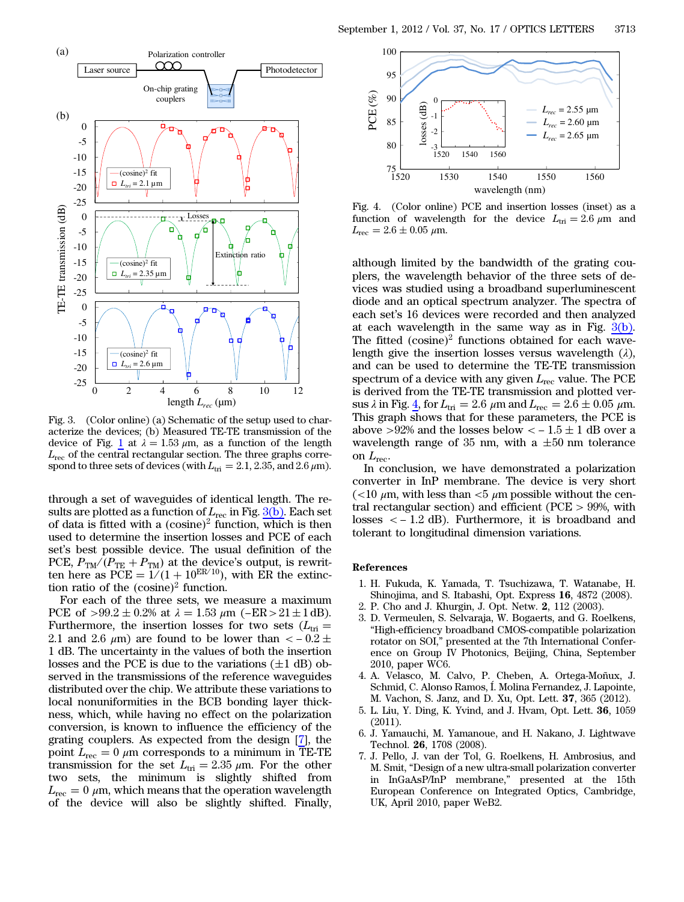(a)

Polarization controller

Laser source

Photodetector

On-chip grating couplers

(b)

TE-TE transmission (dB)

(cosine)$^2$ fit

$L_{tri}$ = 2.1 μm

Losses

Extinction ratio

(cosine)$^2$ fit

$L_{tri}$ = 2.35 μm

(cosine)$^2$ fit

$L_{tri}$ = 2.6 μm

length $L_{rec}$ (μm)

Fig. 3. (Color online) (a) Schematic of the setup used to characterize the devices; (b) Measured TE-TE transmission of the device of Fig. 1 at $\lambda = 1.53$ μm, as a function of the length $L_{\rm rec}$ of the central rectangular section. The three graphs correspond to three sets of devices (with $L_{\rm tri} = 2.1$, 2.35, and 2.6 μm).

through a set of waveguides of identical length. The results are plotted as a function of $L_{\rm rec}$ in Fig. 3(b). Each set of data is fitted with a (cosine)$^2$ function, which is then used to determine the insertion losses and PCE of each set's best possible device. The usual definition of the PCE, $P_{\rm TM}/(P_{\rm TE} + P_{\rm TM})$ at the device's output, is rewritten here as $\text{PCE} = 1/(1 + 10^{\text{ER}/10})$, with ER the extinction ratio of the (cosine)$^2$ function.

For each of the three sets, we measure a maximum PCE of $>99.2 \pm 0.2\%$ at $\lambda = 1.53$ μm ($-\text{ER} > 21 \pm 1$ dB). Furthermore, the insertion losses for two sets ($L_{\rm tri} =$ 2.1 and 2.6 μm) are found to be lower than $< -0.2 \pm 1$ dB. The uncertainty in the values of both the insertion losses and the PCE is due to the variations ($\pm 1$ dB) observed in the transmissions of the reference waveguides distributed over the chip. We attribute these variations to local nonuniformities in the BCB bonding layer thickness, which, while having no effect on the polarization conversion, is known to influence the efficiency of the grating couplers. As expected from the design [7], the point $L_{\rm rec} = 0$ μm corresponds to a minimum in TE-TE transmission for the set $L_{\rm tri} = 2.35$ μm. For the other two sets, the minimum is slightly shifted from $L_{\rm rec} = 0$ μm, which means that the operation wavelength of the device will also be slightly shifted. Finally,

PCE (%)

losses (dB)

$L_{rec}$ = 2.55 μm

$L_{rec}$ = 2.60 μm

$L_{rec}$ = 2.65 μm

wavelength (nm)

Fig. 4. (Color online) PCE and insertion losses (inset) as a function of wavelength for the device $L_{\rm tri} = 2.6$ μm and $L_{\rm rec} = 2.6 \pm 0.05$ μm.

although limited by the bandwidth of the grating couplers, the wavelength behavior of the three sets of devices was studied using a broadband superluminescent diode and an optical spectrum analyzer. The spectra of each set's 16 devices were recorded and then analyzed at each wavelength in the same way as in Fig. 3(b). The fitted (cosine)$^2$ functions obtained for each wavelength give the insertion losses versus wavelength ($\lambda$), and can be used to determine the TE-TE transmission spectrum of a device with any given $L_{\rm rec}$ value. The PCE is derived from the TE-TE transmission and plotted versus $\lambda$ in Fig. 4, for $L_{\rm tri} = 2.6$ μm and $L_{\rm rec} = 2.6 \pm 0.05$ μm. This graph shows that for these parameters, the PCE is above $>92\%$ and the losses below $< -1.5 \pm 1$ dB over a wavelength range of 35 nm, with a $\pm 50$ nm tolerance on $L_{\rm rec}$.

In conclusion, we have demonstrated a polarization converter in InP membrane. The device is very short ($<10$ μm, with less than $<5$ μm possible without the central rectangular section) and efficient (PCE $> 99\%$, with losses $< -1.2$ dB). Furthermore, it is broadband and tolerant to longitudinal dimension variations.

## References

1. H. Fukuda, K. Yamada, T. Tsuchizawa, T. Watanabe, H. Shinojima, and S. Itabashi, Opt. Express **16**, 4872 (2008).
2. P. Cho and J. Khurgin, J. Opt. Netw. **2**, 112 (2003).
3. D. Vermeulen, S. Selvaraja, W. Bogaerts, and G. Roelkens, "High-efficiency broadband CMOS-compatible polarization rotator on SOI," presented at the 7th International Conference on Group IV Photonics, Beijing, China, September 2010, paper WC6.
4. A. Velasco, M. Calvo, P. Cheben, A. Ortega-Moñux, J. Schmid, C. Alonso Ramos, Í. Molina Fernandez, J. Lapointe, M. Vachon, S. Janz, and D. Xu, Opt. Lett. **37**, 365 (2012).
5. L. Liu, Y. Ding, K. Yvind, and J. Hvam, Opt. Lett. **36**, 1059 (2011).
6. J. Yamauchi, M. Yamanoue, and H. Nakano, J. Lightwave Technol. **26**, 1708 (2008).
7. J. Pello, J. van der Tol, G. Roelkens, H. Ambrosius, and M. Smit, "Design of a new ultra-small polarization converter in InGaAsP/InP membrane," presented at the 15th European Conference on Integrated Optics, Cambridge, UK, April 2010, paper WeB2.